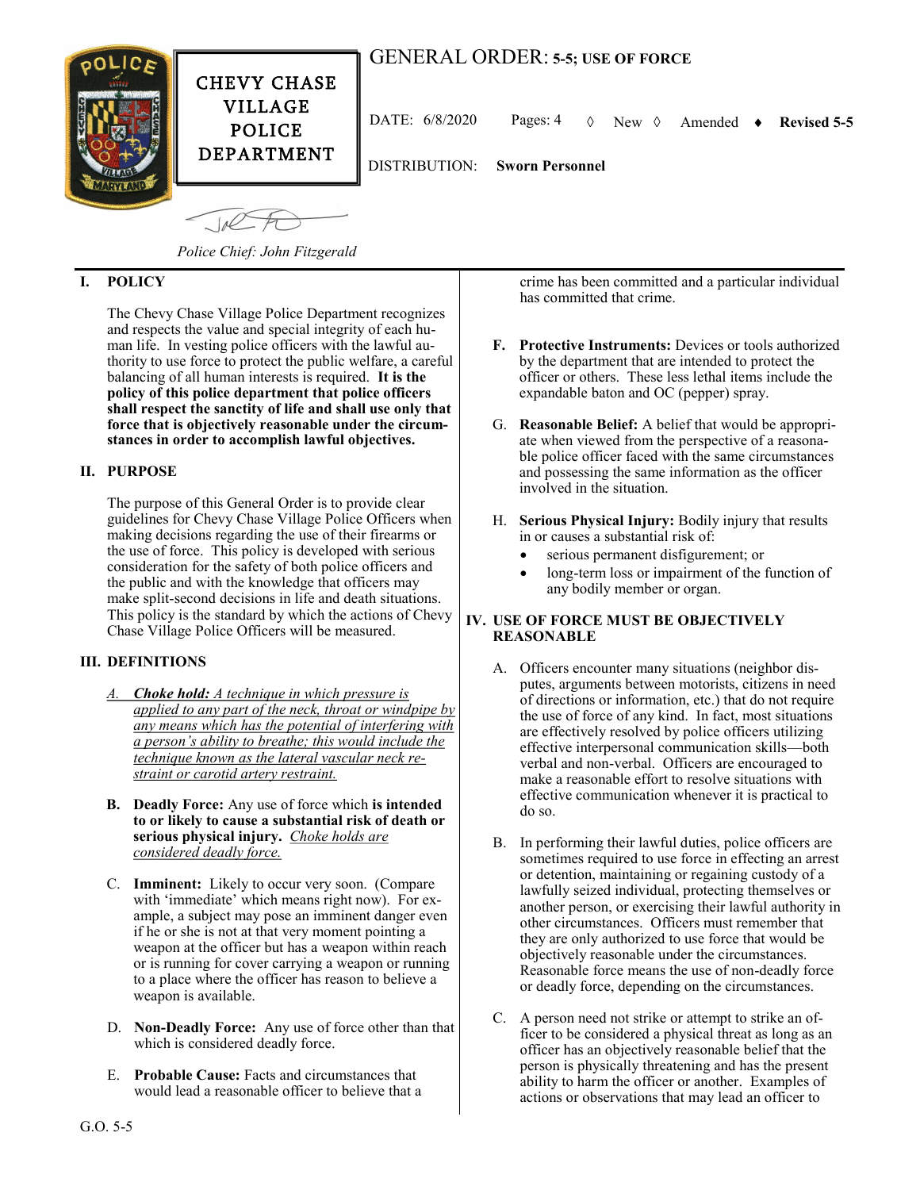CHEVY CHASE VILLAGE POLICE DEPARTMENT

# GENERAL ORDER: 5-5; USE OF FORCE

DATE: 6/8/2020 Pages: 4 ◊ New ◊ Amended ♦ **Revised 5-5**

DISTRIBUTION: **Sworn Personnel**

*Police Chief: John Fitzgerald*

## I. POLICY

The Chevy Chase Village Police Department recognizes and respects the value and special integrity of each human life. In vesting police officers with the lawful authority to use force to protect the public welfare, a careful balancing of all human interests is required. **It is the policy of this police department that police officers shall respect the sanctity of life and shall use only that force that is objectively reasonable under the circumstances in order to accomplish lawful objectives.**

## II. PURPOSE

The purpose of this General Order is to provide clear guidelines for Chevy Chase Village Police Officers when making decisions regarding the use of their firearms or the use of force. This policy is developed with serious consideration for the safety of both police officers and the public and with the knowledge that officers may make split-second decisions in life and death situations. This policy is the standard by which the actions of Chevy Chase Village Police Officers will be measured.

## III. DEFINITIONS

A. ***Choke hold:*** *A technique in which pressure is applied to any part of the neck, throat or windpipe by any means which has the potential of interfering with a person's ability to breathe; this would include the technique known as the lateral vascular neck restraint or carotid artery restraint.*

B. **Deadly Force:** Any use of force which **is intended to or likely to cause a substantial risk of death or serious physical injury.** *Choke holds are considered deadly force.*

C. **Imminent:** Likely to occur very soon. (Compare with 'immediate' which means right now). For example, a subject may pose an imminent danger even if he or she is not at that very moment pointing a weapon at the officer but has a weapon within reach or is running for cover carrying a weapon or running to a place where the officer has reason to believe a weapon is available.

D. **Non-Deadly Force:** Any use of force other than that which is considered deadly force.

E. **Probable Cause:** Facts and circumstances that would lead a reasonable officer to believe that a crime has been committed and a particular individual has committed that crime.

F. **Protective Instruments:** Devices or tools authorized by the department that are intended to protect the officer or others. These less lethal items include the expandable baton and OC (pepper) spray.

G. **Reasonable Belief:** A belief that would be appropriate when viewed from the perspective of a reasonable police officer faced with the same circumstances and possessing the same information as the officer involved in the situation.

H. **Serious Physical Injury:** Bodily injury that results in or causes a substantial risk of:

- serious permanent disfigurement; or
- long-term loss or impairment of the function of any bodily member or organ.

## IV. USE OF FORCE MUST BE OBJECTIVELY REASONABLE

A. Officers encounter many situations (neighbor disputes, arguments between motorists, citizens in need of directions or information, etc.) that do not require the use of force of any kind. In fact, most situations are effectively resolved by police officers utilizing effective interpersonal communication skills—both verbal and non-verbal. Officers are encouraged to make a reasonable effort to resolve situations with effective communication whenever it is practical to do so.

B. In performing their lawful duties, police officers are sometimes required to use force in effecting an arrest or detention, maintaining or regaining custody of a lawfully seized individual, protecting themselves or another person, or exercising their lawful authority in other circumstances. Officers must remember that they are only authorized to use force that would be objectively reasonable under the circumstances. Reasonable force means the use of non-deadly force or deadly force, depending on the circumstances.

C. A person need not strike or attempt to strike an officer to be considered a physical threat as long as an officer has an objectively reasonable belief that the person is physically threatening and has the present ability to harm the officer or another. Examples of actions or observations that may lead an officer to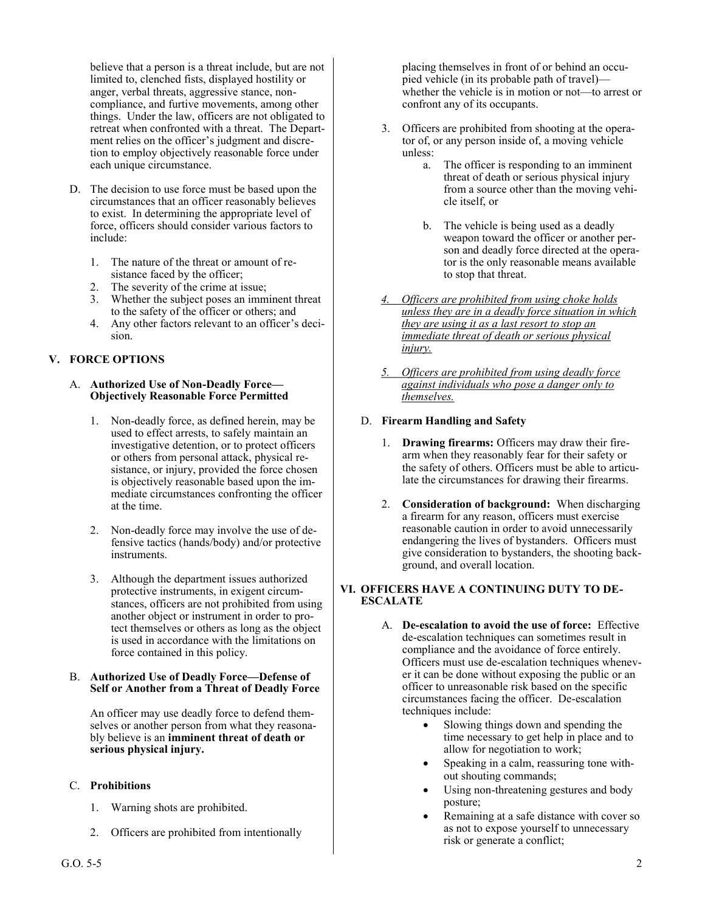believe that a person is a threat include, but are not limited to, clenched fists, displayed hostility or anger, verbal threats, aggressive stance, non-compliance, and furtive movements, among other things. Under the law, officers are not obligated to retreat when confronted with a threat. The Department relies on the officer's judgment and discretion to employ objectively reasonable force under each unique circumstance.

D. The decision to use force must be based upon the circumstances that an officer reasonably believes to exist. In determining the appropriate level of force, officers should consider various factors to include:

1. The nature of the threat or amount of resistance faced by the officer;
2. The severity of the crime at issue;
3. Whether the subject poses an imminent threat to the safety of the officer or others; and
4. Any other factors relevant to an officer's decision.

## V. FORCE OPTIONS

### A. Authorized Use of Non-Deadly Force—Objectively Reasonable Force Permitted

1. Non-deadly force, as defined herein, may be used to effect arrests, to safely maintain an investigative detention, or to protect officers or others from personal attack, physical resistance, or injury, provided the force chosen is objectively reasonable based upon the immediate circumstances confronting the officer at the time.

2. Non-deadly force may involve the use of defensive tactics (hands/body) and/or protective instruments.

3. Although the department issues authorized protective instruments, in exigent circumstances, officers are not prohibited from using another object or instrument in order to protect themselves or others as long as the object is used in accordance with the limitations on force contained in this policy.

### B. Authorized Use of Deadly Force—Defense of Self or Another from a Threat of Deadly Force

An officer may use deadly force to defend themselves or another person from what they reasonably believe is an **imminent threat of death or serious physical injury.**

### C. Prohibitions

1. Warning shots are prohibited.

2. Officers are prohibited from intentionally placing themselves in front of or behind an occupied vehicle (in its probable path of travel)—whether the vehicle is in motion or not—to arrest or confront any of its occupants.

3. Officers are prohibited from shooting at the operator of, or any person inside of, a moving vehicle unless:
   a. The officer is responding to an imminent threat of death or serious physical injury from a source other than the moving vehicle itself, or

   b. The vehicle is being used as a deadly weapon toward the officer or another person and deadly force directed at the operator is the only reasonable means available to stop that threat.

4. *Officers are prohibited from using choke holds unless they are in a deadly force situation in which they are using it as a last resort to stop an immediate threat of death or serious physical injury.*

5. *Officers are prohibited from using deadly force against individuals who pose a danger only to themselves.*

### D. Firearm Handling and Safety

1. **Drawing firearms:** Officers may draw their firearm when they reasonably fear for their safety or the safety of others. Officers must be able to articulate the circumstances for drawing their firearms.

2. **Consideration of background:** When discharging a firearm for any reason, officers must exercise reasonable caution in order to avoid unnecessarily endangering the lives of bystanders. Officers must give consideration to bystanders, the shooting background, and overall location.

## VI. OFFICERS HAVE A CONTINUING DUTY TO DE-ESCALATE

A. **De-escalation to avoid the use of force:** Effective de-escalation techniques can sometimes result in compliance and the avoidance of force entirely. Officers must use de-escalation techniques whenever it can be done without exposing the public or an officer to unreasonable risk based on the specific circumstances facing the officer. De-escalation techniques include:

- Slowing things down and spending the time necessary to get help in place and to allow for negotiation to work;
- Speaking in a calm, reassuring tone without shouting commands;
- Using non-threatening gestures and body posture;
- Remaining at a safe distance with cover so as not to expose yourself to unnecessary risk or generate a conflict;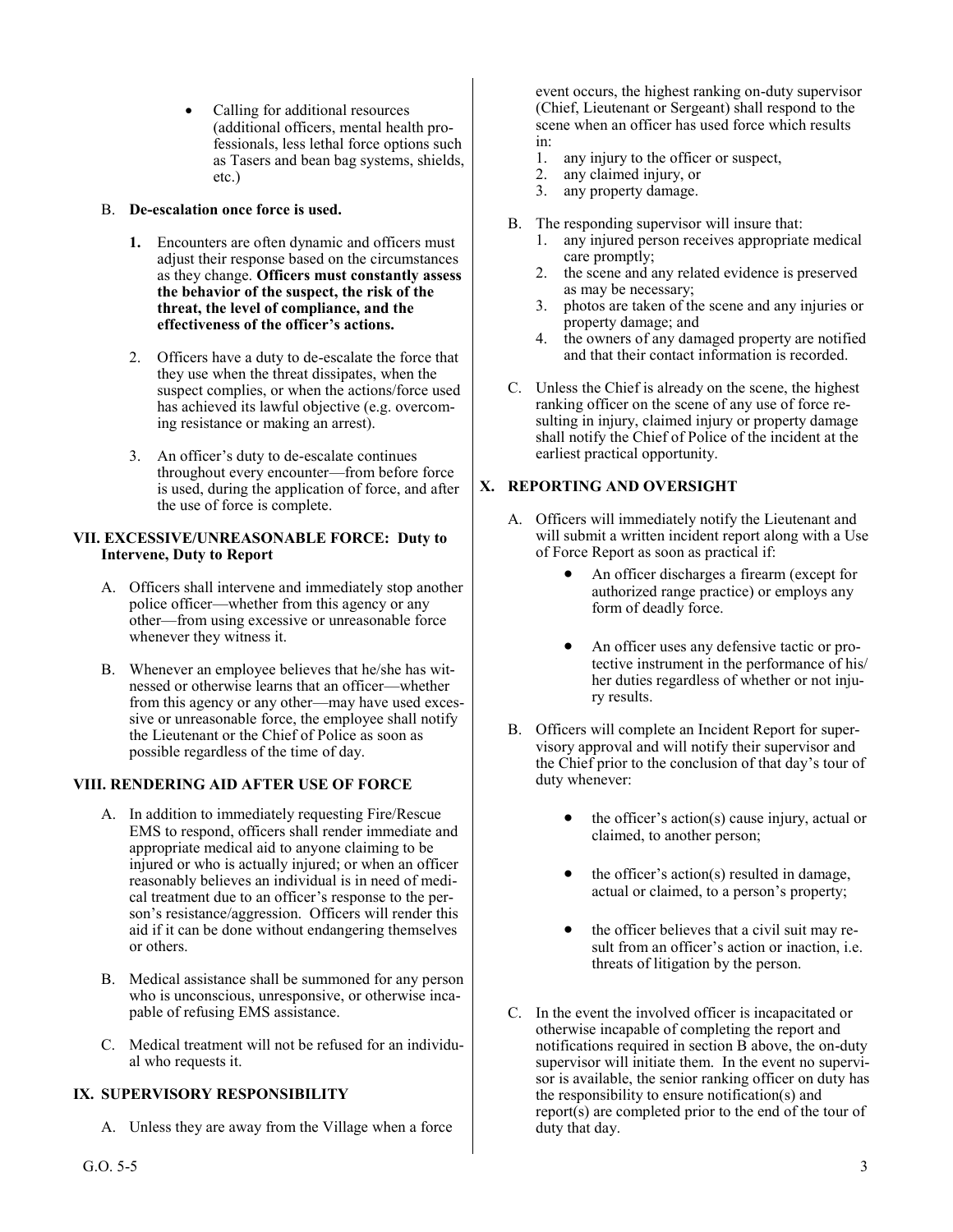- Calling for additional resources (additional officers, mental health professionals, less lethal force options such as Tasers and bean bag systems, shields, etc.)

B. **De-escalation once force is used.**

1. Encounters are often dynamic and officers must adjust their response based on the circumstances as they change. **Officers must constantly assess the behavior of the suspect, the risk of the threat, the level of compliance, and the effectiveness of the officer's actions.**

2. Officers have a duty to de-escalate the force that they use when the threat dissipates, when the suspect complies, or when the actions/force used has achieved its lawful objective (e.g. overcoming resistance or making an arrest).

3. An officer's duty to de-escalate continues throughout every encounter—from before force is used, during the application of force, and after the use of force is complete.

## VII. EXCESSIVE/UNREASONABLE FORCE: Duty to Intervene, Duty to Report

A. Officers shall intervene and immediately stop another police officer—whether from this agency or any other—from using excessive or unreasonable force whenever they witness it.

B. Whenever an employee believes that he/she has witnessed or otherwise learns that an officer—whether from this agency or any other—may have used excessive or unreasonable force, the employee shall notify the Lieutenant or the Chief of Police as soon as possible regardless of the time of day.

## VIII. RENDERING AID AFTER USE OF FORCE

A. In addition to immediately requesting Fire/Rescue EMS to respond, officers shall render immediate and appropriate medical aid to anyone claiming to be injured or who is actually injured; or when an officer reasonably believes an individual is in need of medical treatment due to an officer's response to the person's resistance/aggression. Officers will render this aid if it can be done without endangering themselves or others.

B. Medical assistance shall be summoned for any person who is unconscious, unresponsive, or otherwise incapable of refusing EMS assistance.

C. Medical treatment will not be refused for an individual who requests it.

## IX. SUPERVISORY RESPONSIBILITY

A. Unless they are away from the Village when a force event occurs, the highest ranking on-duty supervisor (Chief, Lieutenant or Sergeant) shall respond to the scene when an officer has used force which results in:
   1. any injury to the officer or suspect,
   2. any claimed injury, or
   3. any property damage.

B. The responding supervisor will insure that:
   1. any injured person receives appropriate medical care promptly;
   2. the scene and any related evidence is preserved as may be necessary;
   3. photos are taken of the scene and any injuries or property damage; and
   4. the owners of any damaged property are notified and that their contact information is recorded.

C. Unless the Chief is already on the scene, the highest ranking officer on the scene of any use of force resulting in injury, claimed injury or property damage shall notify the Chief of Police of the incident at the earliest practical opportunity.

## X. REPORTING AND OVERSIGHT

A. Officers will immediately notify the Lieutenant and will submit a written incident report along with a Use of Force Report as soon as practical if:
   - An officer discharges a firearm (except for authorized range practice) or employs any form of deadly force.
   - An officer uses any defensive tactic or protective instrument in the performance of his/her duties regardless of whether or not injury results.

B. Officers will complete an Incident Report for supervisory approval and will notify their supervisor and the Chief prior to the conclusion of that day's tour of duty whenever:
   - the officer's action(s) cause injury, actual or claimed, to another person;
   - the officer's action(s) resulted in damage, actual or claimed, to a person's property;
   - the officer believes that a civil suit may result from an officer's action or inaction, i.e. threats of litigation by the person.

C. In the event the involved officer is incapacitated or otherwise incapable of completing the report and notifications required in section B above, the on-duty supervisor will initiate them. In the event no supervisor is available, the senior ranking officer on duty has the responsibility to ensure notification(s) and report(s) are completed prior to the end of the tour of duty that day.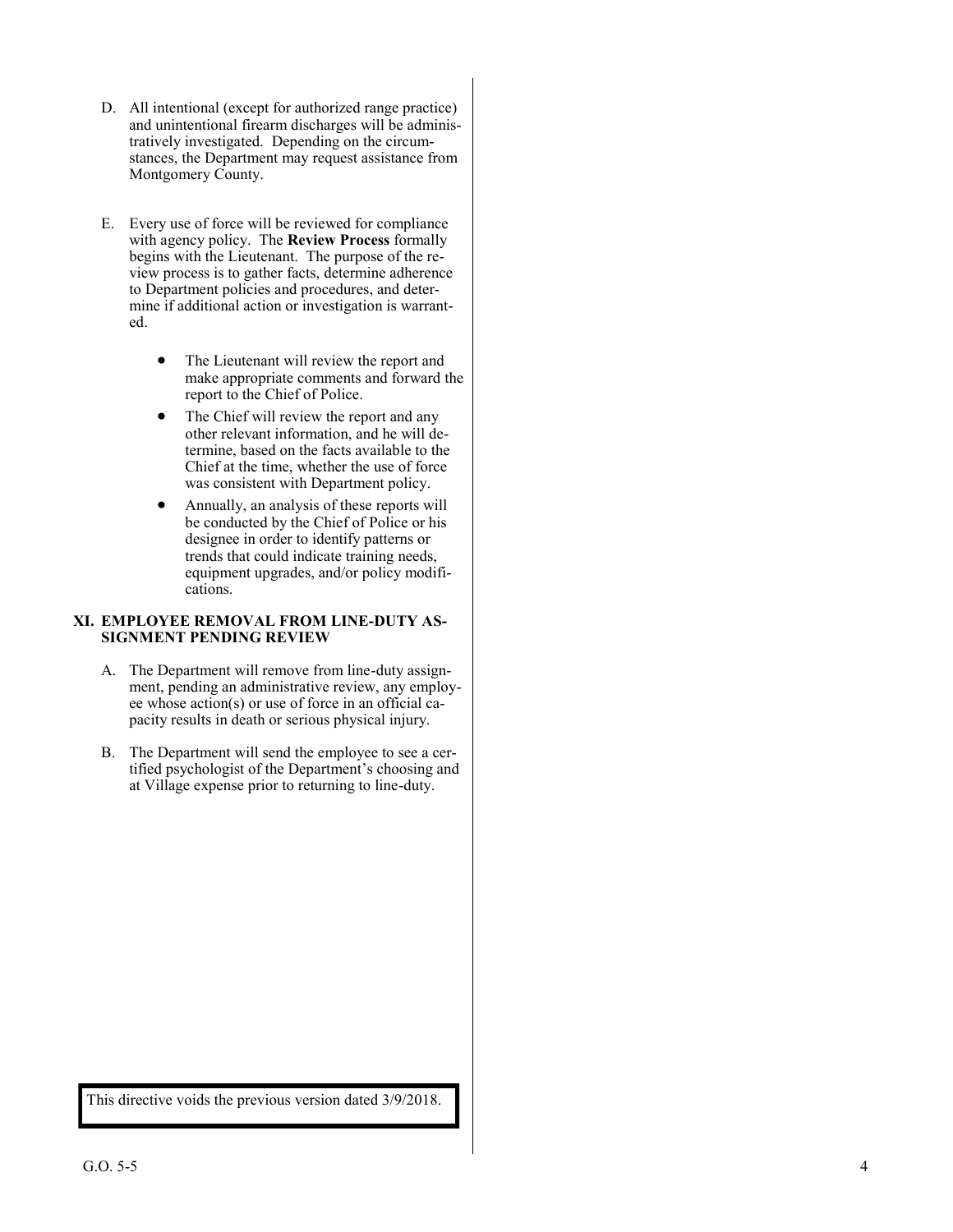D. All intentional (except for authorized range practice) and unintentional firearm discharges will be administratively investigated. Depending on the circumstances, the Department may request assistance from Montgomery County.

E. Every use of force will be reviewed for compliance with agency policy. The **Review Process** formally begins with the Lieutenant. The purpose of the review process is to gather facts, determine adherence to Department policies and procedures, and determine if additional action or investigation is warranted.

- The Lieutenant will review the report and make appropriate comments and forward the report to the Chief of Police.
- The Chief will review the report and any other relevant information, and he will determine, based on the facts available to the Chief at the time, whether the use of force was consistent with Department policy.
- Annually, an analysis of these reports will be conducted by the Chief of Police or his designee in order to identify patterns or trends that could indicate training needs, equipment upgrades, and/or policy modifications.

## XI. EMPLOYEE REMOVAL FROM LINE-DUTY ASSIGNMENT PENDING REVIEW

A. The Department will remove from line-duty assignment, pending an administrative review, any employee whose action(s) or use of force in an official capacity results in death or serious physical injury.

B. The Department will send the employee to see a certified psychologist of the Department's choosing and at Village expense prior to returning to line-duty.

This directive voids the previous version dated 3/9/2018.